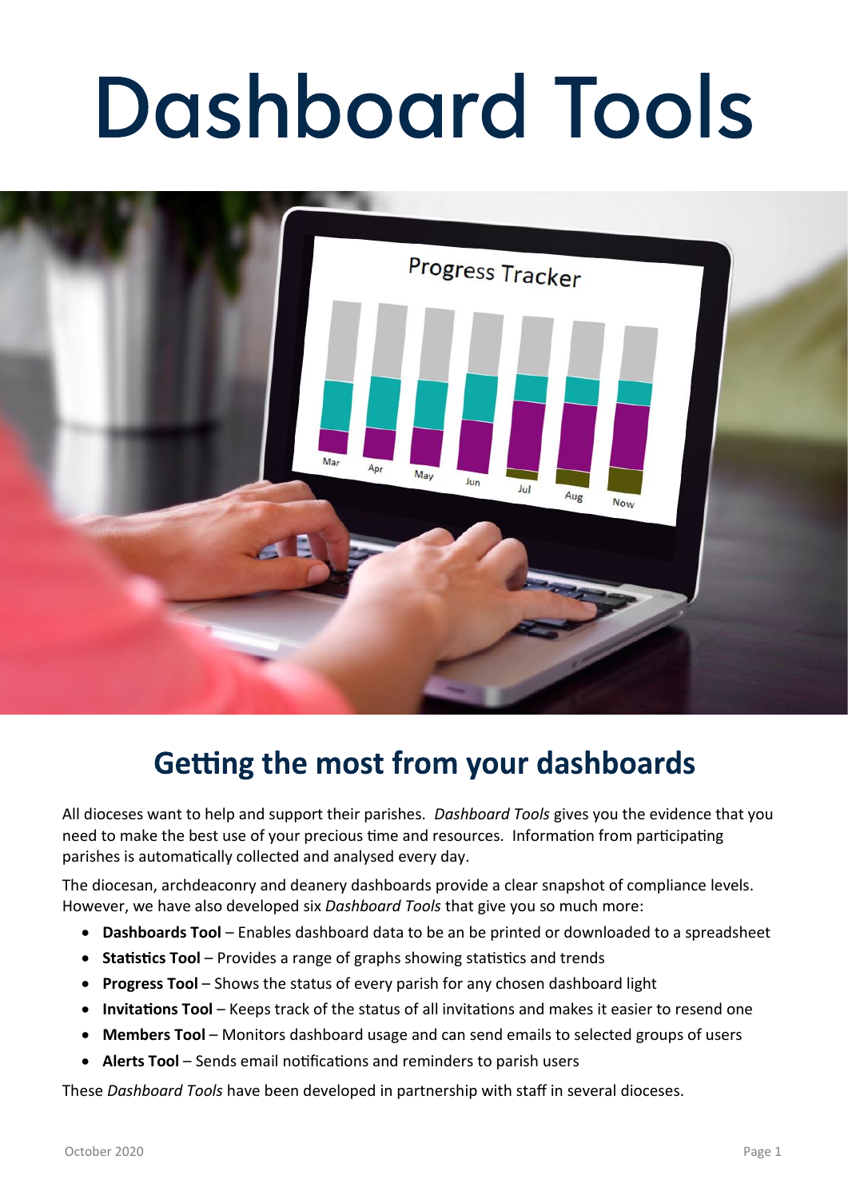# Dashboard Tools

## Getting the most from your dashboards

All dioceses want to help and support their parishes. *Dashboard Tools* gives you the evidence that you need to make the best use of your precious time and resources. Information from participating parishes is automatically collected and analysed every day.

The diocesan, archdeaconry and deanery dashboards provide a clear snapshot of compliance levels. However, we have also developed six *Dashboard Tools* that give you so much more:

- **Dashboards Tool** – Enables dashboard data to be an be printed or downloaded to a spreadsheet
- **Statistics Tool** – Provides a range of graphs showing statistics and trends
- **Progress Tool** – Shows the status of every parish for any chosen dashboard light
- **Invitations Tool** – Keeps track of the status of all invitations and makes it easier to resend one
- **Members Tool** – Monitors dashboard usage and can send emails to selected groups of users
- **Alerts Tool** – Sends email notifications and reminders to parish users

These *Dashboard Tools* have been developed in partnership with staff in several dioceses.

October 2020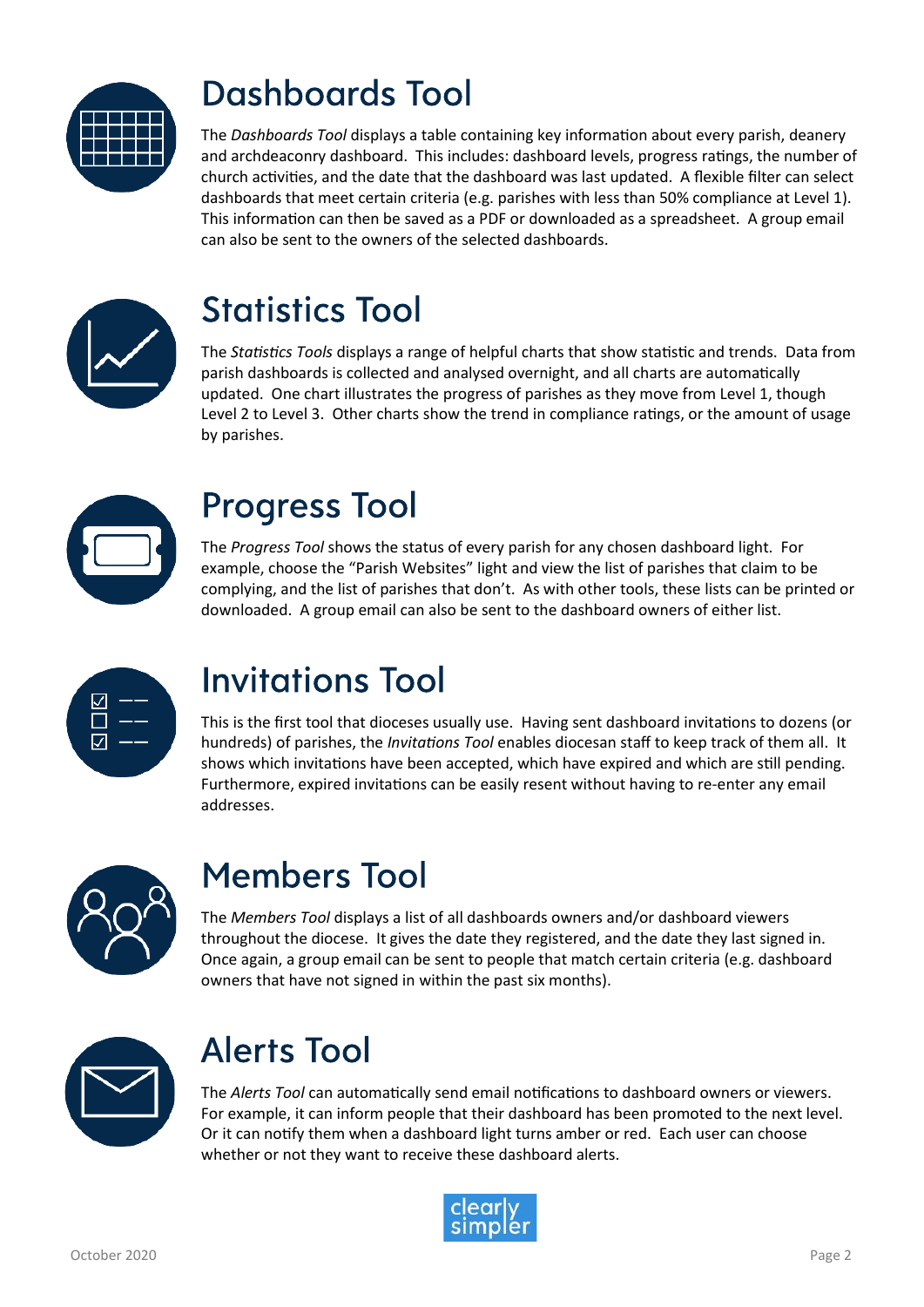# Dashboards Tool

The *Dashboards Tool* displays a table containing key information about every parish, deanery and archdeaconry dashboard. This includes: dashboard levels, progress ratings, the number of church activities, and the date that the dashboard was last updated. A flexible filter can select dashboards that meet certain criteria (e.g. parishes with less than 50% compliance at Level 1). This information can then be saved as a PDF or downloaded as a spreadsheet. A group email can also be sent to the owners of the selected dashboards.

# Statistics Tool

The *Statistics Tools* displays a range of helpful charts that show statistic and trends. Data from parish dashboards is collected and analysed overnight, and all charts are automatically updated. One chart illustrates the progress of parishes as they move from Level 1, though Level 2 to Level 3. Other charts show the trend in compliance ratings, or the amount of usage by parishes.

# Progress Tool

The *Progress Tool* shows the status of every parish for any chosen dashboard light. For example, choose the "Parish Websites" light and view the list of parishes that claim to be complying, and the list of parishes that don't. As with other tools, these lists can be printed or downloaded. A group email can also be sent to the dashboard owners of either list.

# Invitations Tool

This is the first tool that dioceses usually use. Having sent dashboard invitations to dozens (or hundreds) of parishes, the *Invitations Tool* enables diocesan staff to keep track of them all. It shows which invitations have been accepted, which have expired and which are still pending. Furthermore, expired invitations can be easily resent without having to re-enter any email addresses.

# Members Tool

The *Members Tool* displays a list of all dashboards owners and/or dashboard viewers throughout the diocese. It gives the date they registered, and the date they last signed in. Once again, a group email can be sent to people that match certain criteria (e.g. dashboard owners that have not signed in within the past six months).

# Alerts Tool

The *Alerts Tool* can automatically send email notifications to dashboard owners or viewers. For example, it can inform people that their dashboard has been promoted to the next level. Or it can notify them when a dashboard light turns amber or red. Each user can choose whether or not they want to receive these dashboard alerts.

clearly simpler

October 2020